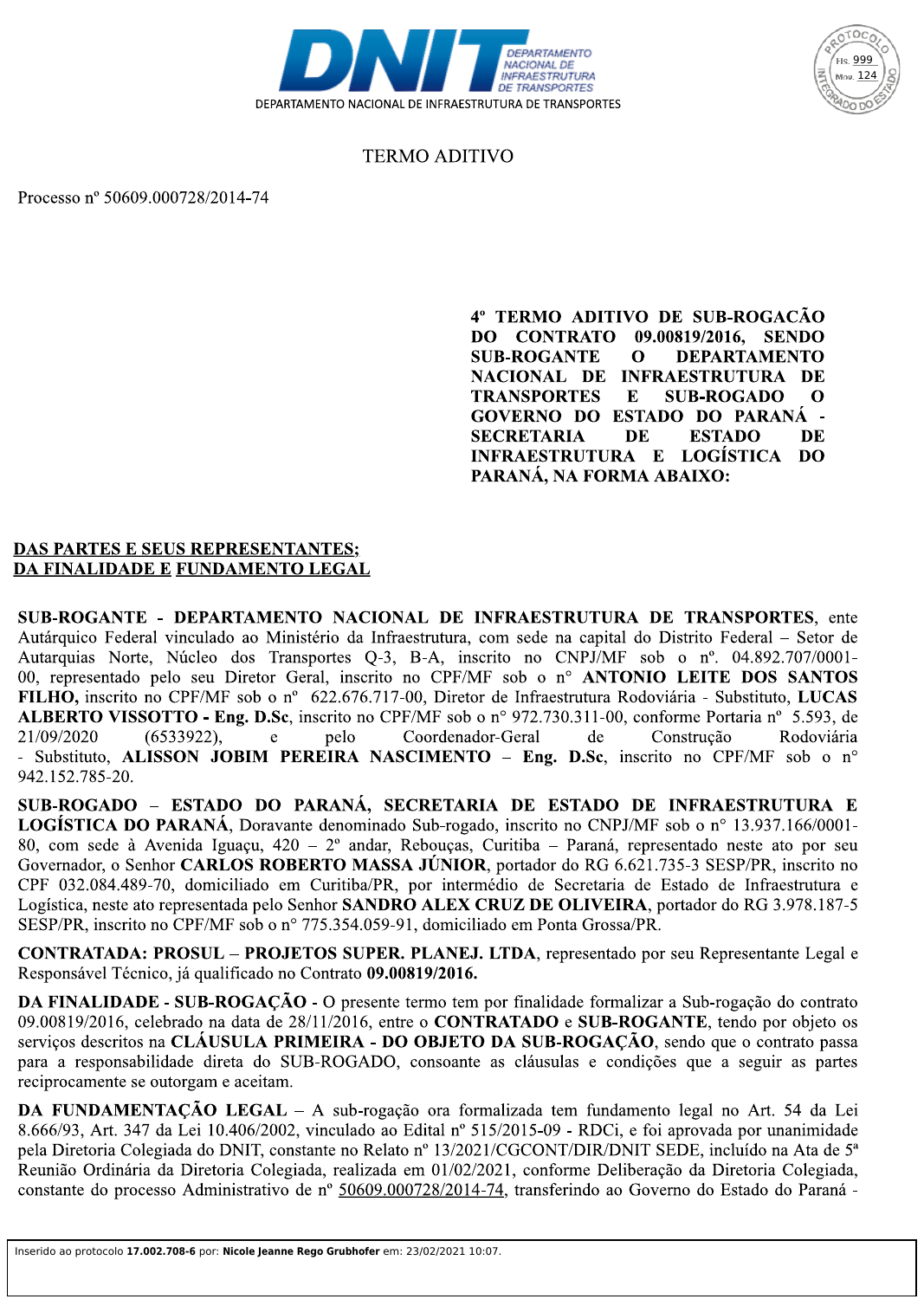DEPARTAMENTO NACIONAL DE INFRAESTRUTURA DE TRANSPORTES

# TERMO ADITIVO

Processo nº 50609.000728/2014-74

**4º TERMO ADITIVO DE SUB-ROGACÃO DO CONTRATO 09.00819/2016, SENDO SUB-ROGANTE O DEPARTAMENTO NACIONAL DE INFRAESTRUTURA DE TRANSPORTES E SUB-ROGADO O GOVERNO DO ESTADO DO PARANÁ - SECRETARIA DE ESTADO DE INFRAESTRUTURA E LOGÍSTICA DO PARANÁ, NA FORMA ABAIXO:**

**DAS PARTES E SEUS REPRESENTANTES;**
**DA FINALIDADE E FUNDAMENTO LEGAL**

**SUB-ROGANTE - DEPARTAMENTO NACIONAL DE INFRAESTRUTURA DE TRANSPORTES**, ente Autárquico Federal vinculado ao Ministério da Infraestrutura, com sede na capital do Distrito Federal – Setor de Autarquias Norte, Núcleo dos Transportes Q-3, B-A, inscrito no CNPJ/MF sob o nº. 04.892.707/0001-00, representado pelo seu Diretor Geral, inscrito no CPF/MF sob o n° **ANTONIO LEITE DOS SANTOS FILHO,** inscrito no CPF/MF sob o nº 622.676.717-00, Diretor de Infraestrutura Rodoviária - Substituto, **LUCAS ALBERTO VISSOTTO - Eng. D.Sc**, inscrito no CPF/MF sob o n° 972.730.311-00, conforme Portaria nº 5.593, de 21/09/2020 (6533922), e pelo Coordenador-Geral de Construção Rodoviária - Substituto, **ALISSON JOBIM PEREIRA NASCIMENTO – Eng. D.Sc**, inscrito no CPF/MF sob o n° 942.152.785-20.

**SUB-ROGADO – ESTADO DO PARANÁ, SECRETARIA DE ESTADO DE INFRAESTRUTURA E LOGÍSTICA DO PARANÁ**, Doravante denominado Sub-rogado, inscrito no CNPJ/MF sob o n° 13.937.166/0001-80, com sede à Avenida Iguaçu, 420 – 2º andar, Rebouças, Curitiba – Paraná, representado neste ato por seu Governador, o Senhor **CARLOS ROBERTO MASSA JÚNIOR**, portador do RG 6.621.735-3 SESP/PR, inscrito no CPF 032.084.489-70, domiciliado em Curitiba/PR, por intermédio de Secretaria de Estado de Infraestrutura e Logística, neste ato representada pelo Senhor **SANDRO ALEX CRUZ DE OLIVEIRA**, portador do RG 3.978.187-5 SESP/PR, inscrito no CPF/MF sob o n° 775.354.059-91, domiciliado em Ponta Grossa/PR.

**CONTRATADA: PROSUL – PROJETOS SUPER. PLANEJ. LTDA**, representado por seu Representante Legal e Responsável Técnico, já qualificado no Contrato **09.00819/2016.**

**DA FINALIDADE - SUB-ROGAÇÃO** - O presente termo tem por finalidade formalizar a Sub-rogação do contrato 09.00819/2016, celebrado na data de 28/11/2016, entre o **CONTRATADO** e **SUB-ROGANTE**, tendo por objeto os serviços descritos na **CLÁUSULA PRIMEIRA - DO OBJETO DA SUB-ROGAÇÃO**, sendo que o contrato passa para a responsabilidade direta do SUB-ROGADO, consoante as cláusulas e condições que a seguir as partes reciprocamente se outorgam e aceitam.

**DA FUNDAMENTAÇÃO LEGAL** – A sub-rogação ora formalizada tem fundamento legal no Art. 54 da Lei 8.666/93, Art. 347 da Lei 10.406/2002, vinculado ao Edital nº 515/2015-09 - RDCi, e foi aprovada por unanimidade pela Diretoria Colegiada do DNIT, constante no Relato nº 13/2021/CGCONT/DIR/DNIT SEDE, incluído na Ata de 5ª Reunião Ordinária da Diretoria Colegiada, realizada em 01/02/2021, conforme Deliberação da Diretoria Colegiada, constante do processo Administrativo de nº 50609.000728/2014-74, transferindo ao Governo do Estado do Paraná -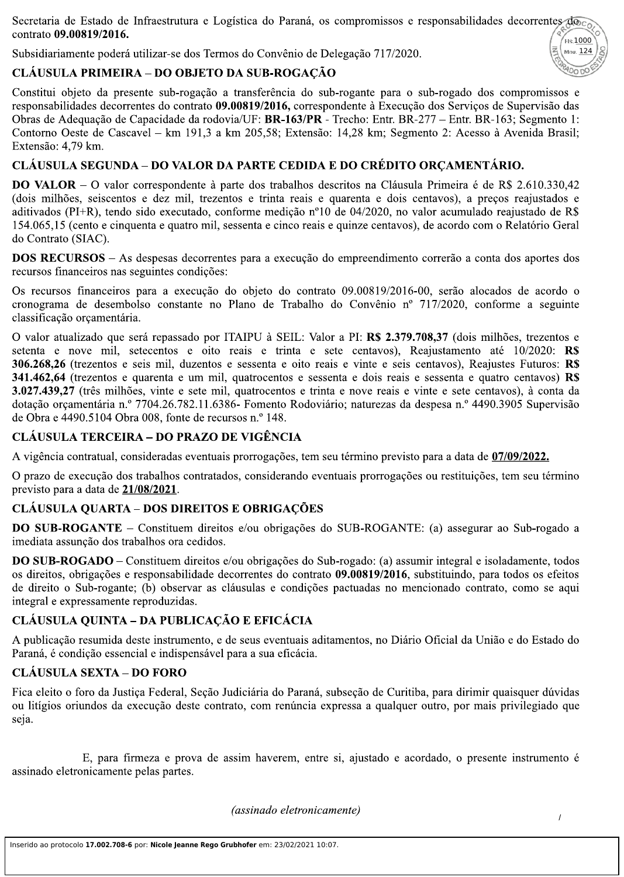Secretaria de Estado de Infraestrutura e Logística do Paraná, os compromissos e responsabilidades decorrentes do contrato **09.00819/2016.**

Subsidiariamente poderá utilizar-se dos Termos do Convênio de Delegação 717/2020.

## CLÁUSULA PRIMEIRA – DO OBJETO DA SUB-ROGAÇÃO

Constitui objeto da presente sub-rogação a transferência do sub-rogante para o sub-rogado dos compromissos e responsabilidades decorrentes do contrato **09.00819/2016,** correspondente à Execução dos Serviços de Supervisão das Obras de Adequação de Capacidade da rodovia/UF: **BR-163/PR** - Trecho: Entr. BR-277 – Entr. BR-163; Segmento 1: Contorno Oeste de Cascavel – km 191,3 a km 205,58; Extensão: 14,28 km; Segmento 2: Acesso à Avenida Brasil; Extensão: 4,79 km.

## CLÁUSULA SEGUNDA – DO VALOR DA PARTE CEDIDA E DO CRÉDITO ORÇAMENTÁRIO.

**DO VALOR** – O valor correspondente à parte dos trabalhos descritos na Cláusula Primeira é de R$ 2.610.330,42 (dois milhões, seiscentos e dez mil, trezentos e trinta reais e quarenta e dois centavos), a preços reajustados e aditivados (PI+R), tendo sido executado, conforme medição nº10 de 04/2020, no valor acumulado reajustado de R$ 154.065,15 (cento e cinquenta e quatro mil, sessenta e cinco reais e quinze centavos), de acordo com o Relatório Geral do Contrato (SIAC).

**DOS RECURSOS** – As despesas decorrentes para a execução do empreendimento correrão a conta dos aportes dos recursos financeiros nas seguintes condições:

Os recursos financeiros para a execução do objeto do contrato 09.00819/2016-00, serão alocados de acordo o cronograma de desembolso constante no Plano de Trabalho do Convênio nº 717/2020, conforme a seguinte classificação orçamentária.

O valor atualizado que será repassado por ITAIPU à SEIL: Valor a PI: **R$ 2.379.708,37** (dois milhões, trezentos e setenta e nove mil, setecentos e oito reais e trinta e sete centavos), Reajustamento até 10/2020: **R$ 306.268,26** (trezentos e seis mil, duzentos e sessenta e oito reais e vinte e seis centavos), Reajustes Futuros: **R$ 341.462,64** (trezentos e quarenta e um mil, quatrocentos e sessenta e dois reais e sessenta e quatro centavos) **R$ 3.027.439,27** (três milhões, vinte e sete mil, quatrocentos e trinta e nove reais e vinte e sete centavos), à conta da dotação orçamentária n.º 7704.26.782.11.6386- Fomento Rodoviário; naturezas da despesa n.º 4490.3905 Supervisão de Obra e 4490.5104 Obra 008, fonte de recursos n.º 148.

## CLÁUSULA TERCEIRA – DO PRAZO DE VIGÊNCIA

A vigência contratual, consideradas eventuais prorrogações, tem seu término previsto para a data de **07/09/2022.**

O prazo de execução dos trabalhos contratados, considerando eventuais prorrogações ou restituições, tem seu término previsto para a data de **21/08/2021**.

## CLÁUSULA QUARTA – DOS DIREITOS E OBRIGAÇÕES

**DO SUB-ROGANTE** – Constituem direitos e/ou obrigações do SUB-ROGANTE: (a) assegurar ao Sub-rogado a imediata assunção dos trabalhos ora cedidos.

**DO SUB-ROGADO** – Constituem direitos e/ou obrigações do Sub-rogado: (a) assumir integral e isoladamente, todos os direitos, obrigações e responsabilidade decorrentes do contrato **09.00819/2016**, substituindo, para todos os efeitos de direito o Sub-rogante; (b) observar as cláusulas e condições pactuadas no mencionado contrato, como se aqui integral e expressamente reproduzidas.

## CLÁUSULA QUINTA – DA PUBLICAÇÃO E EFICÁCIA

A publicação resumida deste instrumento, e de seus eventuais aditamentos, no Diário Oficial da União e do Estado do Paraná, é condição essencial e indispensável para a sua eficácia.

## CLÁUSULA SEXTA – DO FORO

Fica eleito o foro da Justiça Federal, Seção Judiciária do Paraná, subseção de Curitiba, para dirimir quaisquer dúvidas ou litígios oriundos da execução deste contrato, com renúncia expressa a qualquer outro, por mais privilegiado que seja.

E, para firmeza e prova de assim haverem, entre si, ajustado e acordado, o presente instrumento é assinado eletronicamente pelas partes.

*(assinado eletronicamente)*

Inserido ao protocolo **17.002.708-6** por: **Nicole Jeanne Rego Grubhofer** em: 23/02/2021 10:07.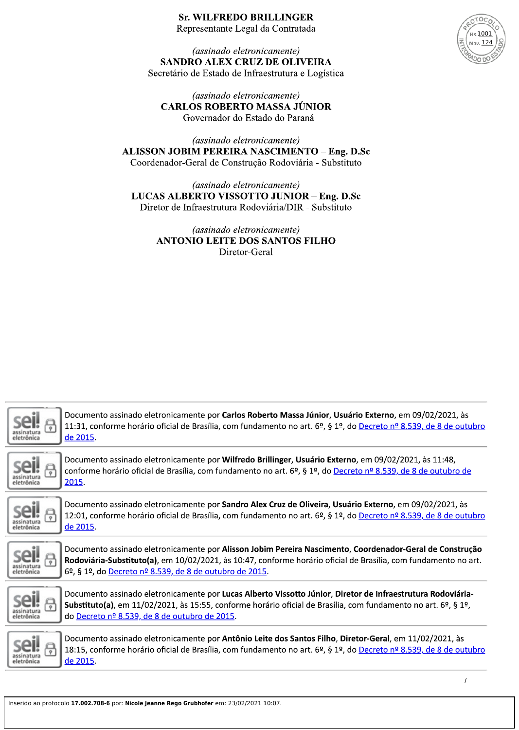**Sr. WILFREDO BRILLINGER**
Representante Legal da Contratada

PROTOCOLO
Fls. 1001
Mov. 124
INTEGRADO DO ESTADO

*(assinado eletronicamente)*
**SANDRO ALEX CRUZ DE OLIVEIRA**
Secretário de Estado de Infraestrutura e Logística

*(assinado eletronicamente)*
**CARLOS ROBERTO MASSA JÚNIOR**
Governador do Estado do Paraná

*(assinado eletronicamente)*
**ALISSON JOBIM PEREIRA NASCIMENTO – Eng. D.Sc**
Coordenador-Geral de Construção Rodoviária - Substituto

*(assinado eletronicamente)*
**LUCAS ALBERTO VISSOTTO JUNIOR – Eng. D.Sc**
Diretor de Infraestrutura Rodoviária/DIR - Substituto

*(assinado eletronicamente)*
**ANTONIO LEITE DOS SANTOS FILHO**
Diretor-Geral

---

Documento assinado eletronicamente por **Carlos Roberto Massa Júnior**, **Usuário Externo**, em 09/02/2021, às 11:31, conforme horário oficial de Brasília, com fundamento no art. 6º, § 1º, do Decreto nº 8.539, de 8 de outubro de 2015.

---

Documento assinado eletronicamente por **Wilfredo Brillinger**, **Usuário Externo**, em 09/02/2021, às 11:48, conforme horário oficial de Brasília, com fundamento no art. 6º, § 1º, do Decreto nº 8.539, de 8 de outubro de 2015.

---

Documento assinado eletronicamente por **Sandro Alex Cruz de Oliveira**, **Usuário Externo**, em 09/02/2021, às 12:01, conforme horário oficial de Brasília, com fundamento no art. 6º, § 1º, do Decreto nº 8.539, de 8 de outubro de 2015.

---

Documento assinado eletronicamente por **Alisson Jobim Pereira Nascimento**, **Coordenador-Geral de Construção Rodoviária-Substituto(a)**, em 10/02/2021, às 10:47, conforme horário oficial de Brasília, com fundamento no art. 6º, § 1º, do Decreto nº 8.539, de 8 de outubro de 2015.

---

Documento assinado eletronicamente por **Lucas Alberto Vissotto Júnior**, **Diretor de Infraestrutura Rodoviária-Substituto(a)**, em 11/02/2021, às 15:55, conforme horário oficial de Brasília, com fundamento no art. 6º, § 1º, do Decreto nº 8.539, de 8 de outubro de 2015.

---

Documento assinado eletronicamente por **Antônio Leite dos Santos Filho**, **Diretor-Geral**, em 11/02/2021, às 18:15, conforme horário oficial de Brasília, com fundamento no art. 6º, § 1º, do Decreto nº 8.539, de 8 de outubro de 2015.

---

Inserido ao protocolo **17.002.708-6** por: **Nicole Jeanne Rego Grubhofer** em: 23/02/2021 10:07.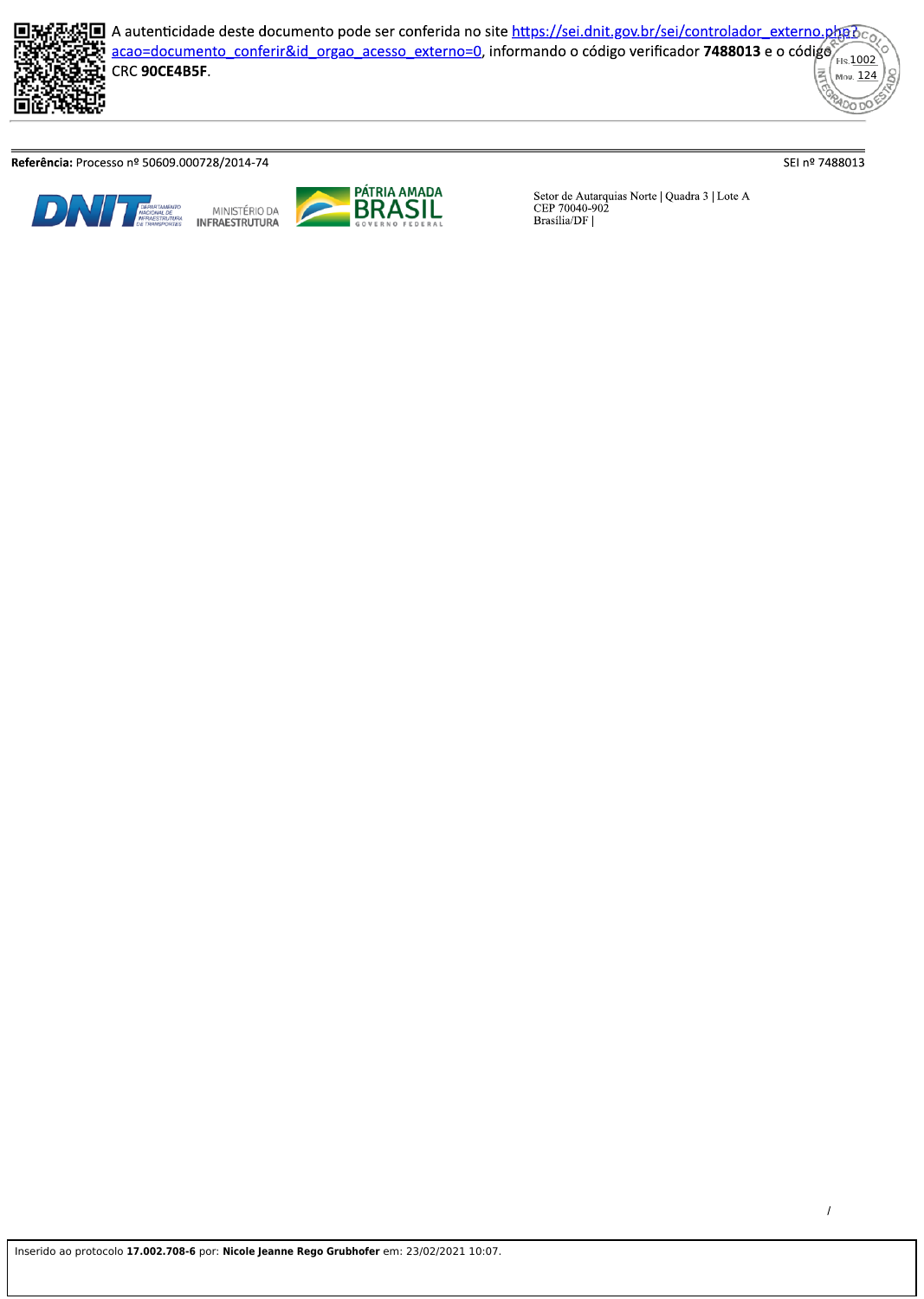A autenticidade deste documento pode ser conferida no site https://sei.dnit.gov.br/sei/controlador_externo.php?acao=documento_conferir&id_orgao_acesso_externo=0, informando o código verificador **7488013** e o código CRC **90CE4B5F**.

Fls. 1002
Mov. 124

**Referência:** Processo nº 50609.000728/2014-74 SEI nº 7488013

Setor de Autarquias Norte | Quadra 3 | Lote A
CEP 70040-902
Brasília/DF |

Inserido ao protocolo **17.002.708-6** por: **Nicole Jeanne Rego Grubhofer** em: 23/02/2021 10:07.